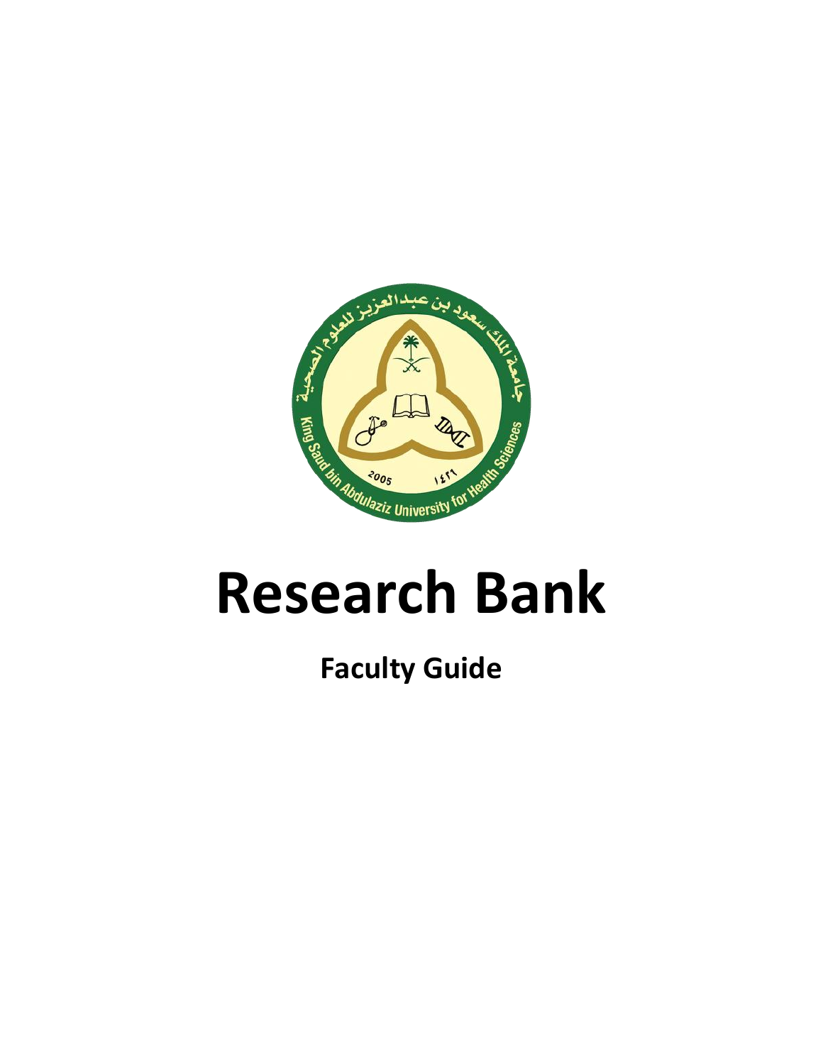# Research Bank

## Faculty Guide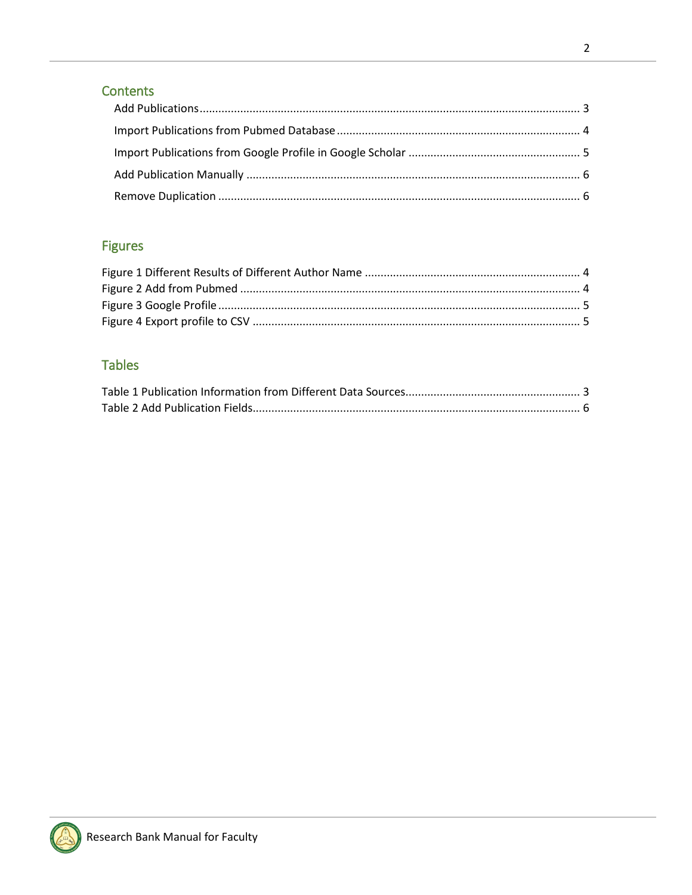## Contents

- Add Publications ........................................................................................................................ 3
- Import Publications from Pubmed Database ............................................................................. 4
- Import Publications from Google Profile in Google Scholar ....................................................... 5
- Add Publication Manually ......................................................................................................... 6
- Remove Duplication .................................................................................................................. 6

## Figures

Figure 1 Different Results of Different Author Name ..................................................................... 4
Figure 2 Add from Pubmed ............................................................................................................ 4
Figure 3 Google Profile ................................................................................................................... 5
Figure 4 Export profile to CSV ........................................................................................................ 5

## Tables

Table 1 Publication Information from Different Data Sources........................................................ 3
Table 2 Add Publication Fields........................................................................................................ 6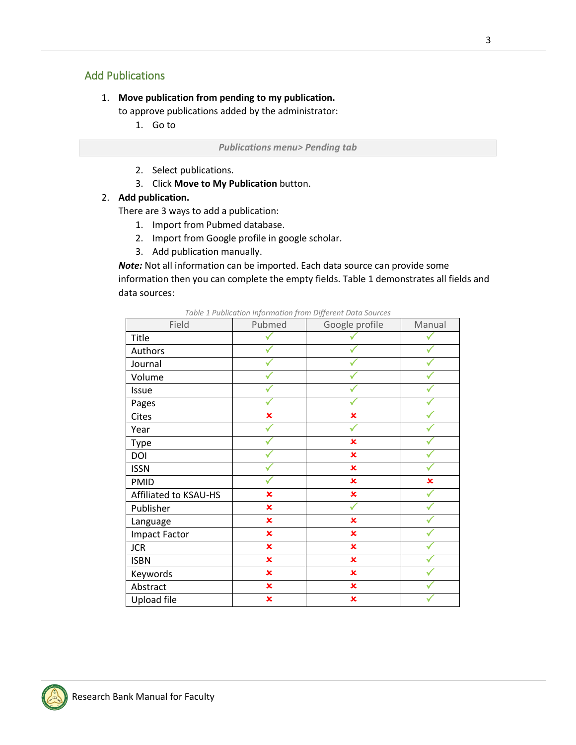## Add Publications

1. **Move publication from pending to my publication.**
   to approve publications added by the administrator:
   1. Go to

   ***Publications menu> Pending tab***

   2. Select publications.
   3. Click **Move to My Publication** button.
2. **Add publication.**
   There are 3 ways to add a publication:
   1. Import from Pubmed database.
   2. Import from Google profile in google scholar.
   3. Add publication manually.

   ***Note:*** Not all information can be imported. Each data source can provide some information then you can complete the empty fields. Table 1 demonstrates all fields and data sources:

*Table 1 Publication Information from Different Data Sources*

| Field | Pubmed | Google profile | Manual |
|---|---|---|---|
| Title | ✓ | ✓ | ✓ |
| Authors | ✓ | ✓ | ✓ |
| Journal | ✓ | ✓ | ✓ |
| Volume | ✓ | ✓ | ✓ |
| Issue | ✓ | ✓ | ✓ |
| Pages | ✓ | ✓ | ✓ |
| Cites | ✗ | ✗ | ✓ |
| Year | ✓ | ✓ | ✓ |
| Type | ✓ | ✗ | ✓ |
| DOI | ✓ | ✗ | ✓ |
| ISSN | ✓ | ✗ | ✓ |
| PMID | ✓ | ✗ | ✗ |
| Affiliated to KSAU-HS | ✗ | ✗ | ✓ |
| Publisher | ✗ | ✓ | ✓ |
| Language | ✗ | ✗ | ✓ |
| Impact Factor | ✗ | ✗ | ✓ |
| JCR | ✗ | ✗ | ✓ |
| ISBN | ✗ | ✗ | ✓ |
| Keywords | ✗ | ✗ | ✓ |
| Abstract | ✗ | ✗ | ✓ |
| Upload file | ✗ | ✗ | ✓ |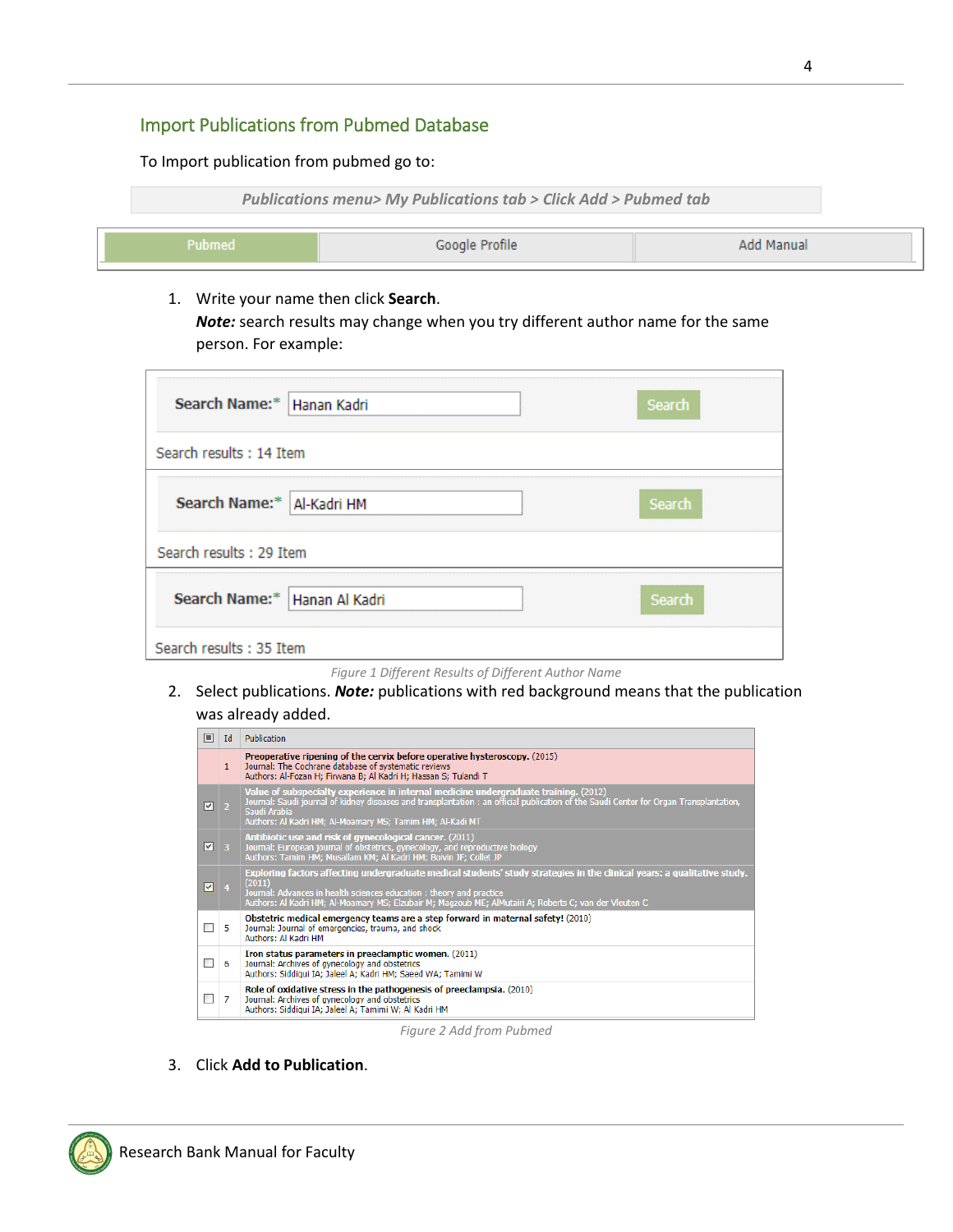## Import Publications from Pubmed Database

To Import publication from pubmed go to:

***Publications menu> My Publications tab > Click Add > Pubmed tab***

| Pubmed | Google Profile | Add Manual |
|---|---|---|

1. Write your name then click **Search**.
   ***Note:*** search results may change when you try different author name for the same person. For example:

| Search Name:* | | |
|---|---|---|
| Search Name:* | Hanan Kadri | Search |
| Search results : 14 Item | | |
| Search Name:* | Al-Kadri HM | Search |
| Search results : 29 Item | | |
| Search Name:* | Hanan Al Kadri | Search |
| Search results : 35 Item | | |

*Figure 1 Different Results of Different Author Name*

2. Select publications. ***Note:*** publications with red background means that the publication was already added.

| ☐ | Id | Publication |
|---|---|---|
| | 1 | **Preoperative ripening of the cervix before operative hysteroscopy.** (2015) Journal: The Cochrane database of systematic reviews Authors: Al-Fozan H; Firwana B; Al Kadri H; Hassan S; Tulandi T |
| ☑ | 2 | **Value of subspecialty experience in internal medicine undergraduate training.** (2012) Journal: Saudi journal of kidney diseases and transplantation : an official publication of the Saudi Center for Organ Transplantation, Saudi Arabia Authors: Al Kadri HM; Al-Moamary MS; Tamim HM; Al-Kadi MT |
| ☑ | 3 | **Antibiotic use and risk of gynecological cancer.** (2011) Journal: European journal of obstetrics, gynecology, and reproductive biology Authors: Tamim HM; Musallam KM; Al Kadri HM; Boivin JF; Collet JP |
| ☑ | 4 | **Exploring factors affecting undergraduate medical students' study strategies in the clinical years: a qualitative study.** (2011) Journal: Advances in health sciences education : theory and practice Authors: Al Kadri HM; Al-Moamary MS; Elzubair M; Magzoub ME; AlMutairi A; Roberts C; van der Vleuten C |
| ☐ | 5 | **Obstetric medical emergency teams are a step forward in maternal safety!** (2010) Journal: Journal of emergencies, trauma, and shock Authors: Al Kadri HM |
| ☐ | 6 | **Iron status parameters in preeclamptic women.** (2011) Journal: Archives of gynecology and obstetrics Authors: Siddiqui IA; Jaleel A; Kadri HM; Saeed WA; Tamimi W |
| ☐ | 7 | **Role of oxidative stress in the pathogenesis of preeclampsia.** (2010) Journal: Archives of gynecology and obstetrics Authors: Siddiqui IA; Jaleel A; Tamimi W; Al Kadri HM |

*Figure 2 Add from Pubmed*

3. Click **Add to Publication**.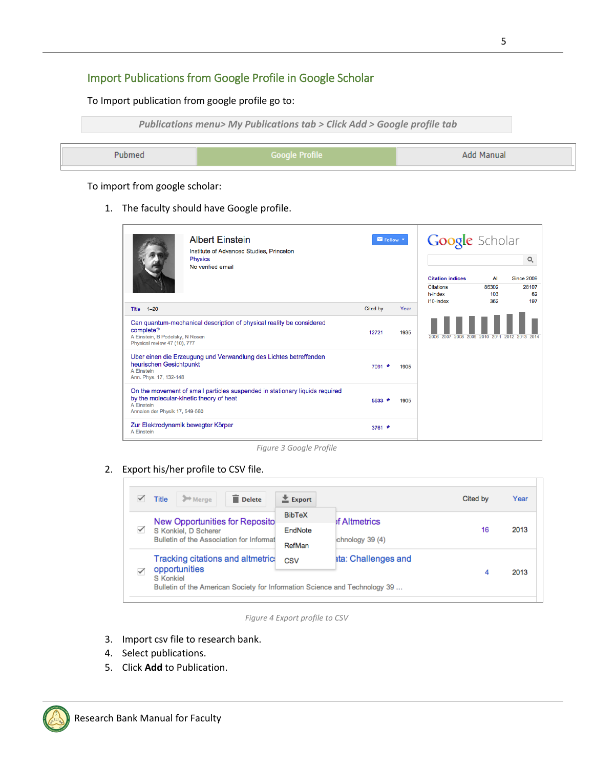## Import Publications from Google Profile in Google Scholar

To Import publication from google profile go to:

*Publications menu> My Publications tab > Click Add > Google profile tab*

| Pubmed | Google Profile | Add Manual |
|---|---|---|

To import from google scholar:

1. The faculty should have Google profile.

Figure 3 Google Profile

2. Export his/her profile to CSV file.

Figure 4 Export profile to CSV

3. Import csv file to research bank.
4. Select publications.
5. Click **Add** to Publication.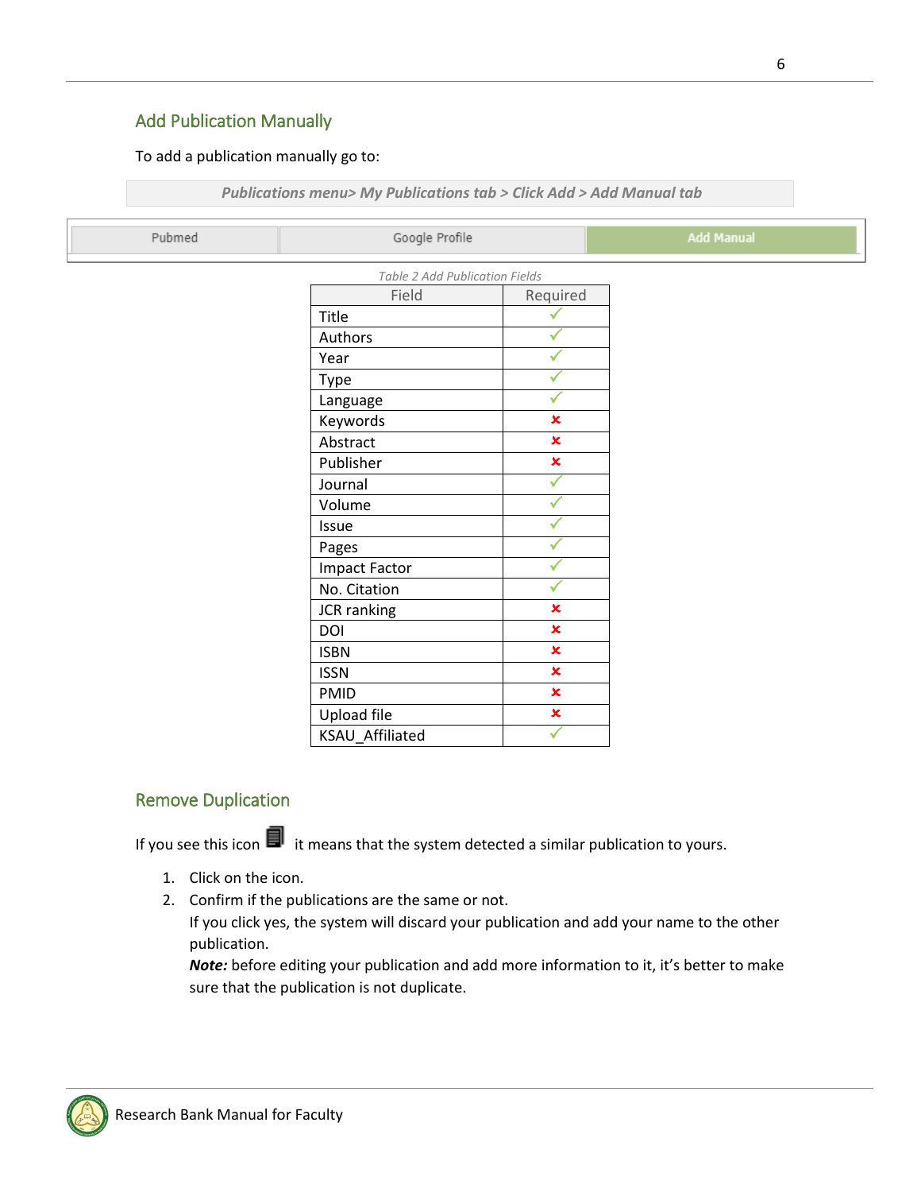## Add Publication Manually

To add a publication manually go to:

***Publications menu> My Publications tab > Click Add > Add Manual tab***

| Pubmed | Google Profile | Add Manual |
|---|---|---|

*Table 2 Add Publication Fields*

| Field | Required |
|---|---|
| Title | ✓ |
| Authors | ✓ |
| Year | ✓ |
| Type | ✓ |
| Language | ✓ |
| Keywords | ✗ |
| Abstract | ✗ |
| Publisher | ✗ |
| Journal | ✓ |
| Volume | ✓ |
| Issue | ✓ |
| Pages | ✓ |
| Impact Factor | ✓ |
| No. Citation | ✓ |
| JCR ranking | ✗ |
| DOI | ✗ |
| ISBN | ✗ |
| ISSN | ✗ |
| PMID | ✗ |
| Upload file | ✗ |
| KSAU_Affiliated | ✓ |

## Remove Duplication

If you see this icon it means that the system detected a similar publication to yours.

1. Click on the icon.
2. Confirm if the publications are the same or not.
   If you click yes, the system will discard your publication and add your name to the other publication.
   ***Note:*** before editing your publication and add more information to it, it's better to make sure that the publication is not duplicate.